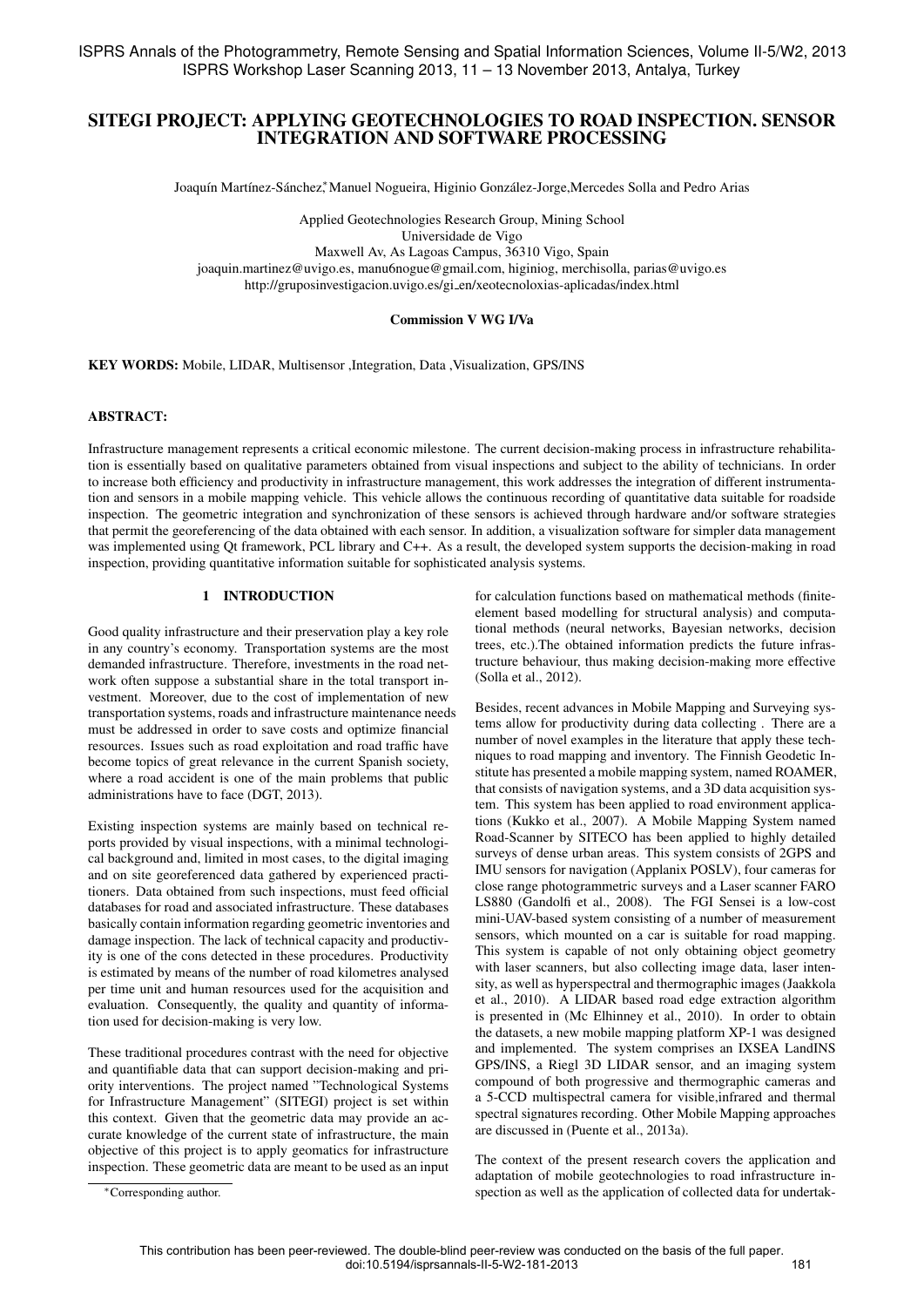# SITEGI PROJECT: APPLYING GEOTECHNOLOGIES TO ROAD INSPECTION. SENSOR INTEGRATION AND SOFTWARE PROCESSING

Joaquín Martínez-Sánchez*, Manuel Nogueira, Higinio González-Jorge, Mercedes Solla and Pedro Arias

Applied Geotechnologies Research Group, Mining School
Universidade de Vigo
Maxwell Av, As Lagoas Campus, 36310 Vigo, Spain
joaquin.martinez@uvigo.es, manu6nogue@gmail.com, higiniog, merchisolla, parias@uvigo.es
http://gruposinvestigacion.uvigo.es/gi_en/xeotecnoloxias-aplicadas/index.html

**Commission V WG I/Va**

**KEY WORDS:** Mobile, LIDAR, Multisensor ,Integration, Data ,Visualization, GPS/INS

**ABSTRACT:**

Infrastructure management represents a critical economic milestone. The current decision-making process in infrastructure rehabilitation is essentially based on qualitative parameters obtained from visual inspections and subject to the ability of technicians. In order to increase both efficiency and productivity in infrastructure management, this work addresses the integration of different instrumentation and sensors in a mobile mapping vehicle. This vehicle allows the continuous recording of quantitative data suitable for roadside inspection. The geometric integration and synchronization of these sensors is achieved through hardware and/or software strategies that permit the georeferencing of the data obtained with each sensor. In addition, a visualization software for simpler data management was implemented using Qt framework, PCL library and C++. As a result, the developed system supports the decision-making in road inspection, providing quantitative information suitable for sophisticated analysis systems.

## 1 INTRODUCTION

Good quality infrastructure and their preservation play a key role in any country's economy. Transportation systems are the most demanded infrastructure. Therefore, investments in the road network often suppose a substantial share in the total transport investment. Moreover, due to the cost of implementation of new transportation systems, roads and infrastructure maintenance needs must be addressed in order to save costs and optimize financial resources. Issues such as road exploitation and road traffic have become topics of great relevance in the current Spanish society, where a road accident is one of the main problems that public administrations have to face (DGT, 2013).

Existing inspection systems are mainly based on technical reports provided by visual inspections, with a minimal technological background and, limited in most cases, to the digital imaging and on site georeferenced data gathered by experienced practitioners. Data obtained from such inspections, must feed official databases for road and associated infrastructure. These databases basically contain information regarding geometric inventories and damage inspection. The lack of technical capacity and productivity is one of the cons detected in these procedures. Productivity is estimated by means of the number of road kilometres analysed per time unit and human resources used for the acquisition and evaluation. Consequently, the quality and quantity of information used for decision-making is very low.

These traditional procedures contrast with the need for objective and quantifiable data that can support decision-making and priority interventions. The project named "Technological Systems for Infrastructure Management" (SITEGI) project is set within this context. Given that the geometric data may provide an accurate knowledge of the current state of infrastructure, the main objective of this project is to apply geomatics for infrastructure inspection. These geometric data are meant to be used as an input for calculation functions based on mathematical methods (finite-element based modelling for structural analysis) and computational methods (neural networks, Bayesian networks, decision trees, etc.).The obtained information predicts the future infrastructure behaviour, thus making decision-making more effective (Solla et al., 2012).

Besides, recent advances in Mobile Mapping and Surveying systems allow for productivity during data collecting . There are a number of novel examples in the literature that apply these techniques to road mapping and inventory. The Finnish Geodetic Institute has presented a mobile mapping system, named ROAMER, that consists of navigation systems, and a 3D data acquisition system. This system has been applied to road environment applications (Kukko et al., 2007). A Mobile Mapping System named Road-Scanner by SITECO has been applied to highly detailed surveys of dense urban areas. This system consists of 2GPS and IMU sensors for navigation (Applanix POSLV), four cameras for close range photogrammetric surveys and a Laser scanner FARO LS880 (Gandolfi et al., 2008). The FGI Sensei is a low-cost mini-UAV-based system consisting of a number of measurement sensors, which mounted on a car is suitable for road mapping. This system is capable of not only obtaining object geometry with laser scanners, but also collecting image data, laser intensity, as well as hyperspectral and thermographic images (Jaakkola et al., 2010). A LIDAR based road edge extraction algorithm is presented in (Mc Elhinney et al., 2010). In order to obtain the datasets, a new mobile mapping platform XP-1 was designed and implemented. The system comprises an IXSEA LandINS GPS/INS, a Riegl 3D LIDAR sensor, and an imaging system compound of both progressive and thermographic cameras and a 5-CCD multispectral camera for visible,infrared and thermal spectral signatures recording. Other Mobile Mapping approaches are discussed in (Puente et al., 2013a).

The context of the present research covers the application and adaptation of mobile geotechnologies to road infrastructure inspection as well as the application of collected data for undertak-

*Corresponding author.

This contribution has been peer-reviewed. The double-blind peer-review was conducted on the basis of the full paper.
doi:10.5194/isprsannals-II-5-W2-181-2013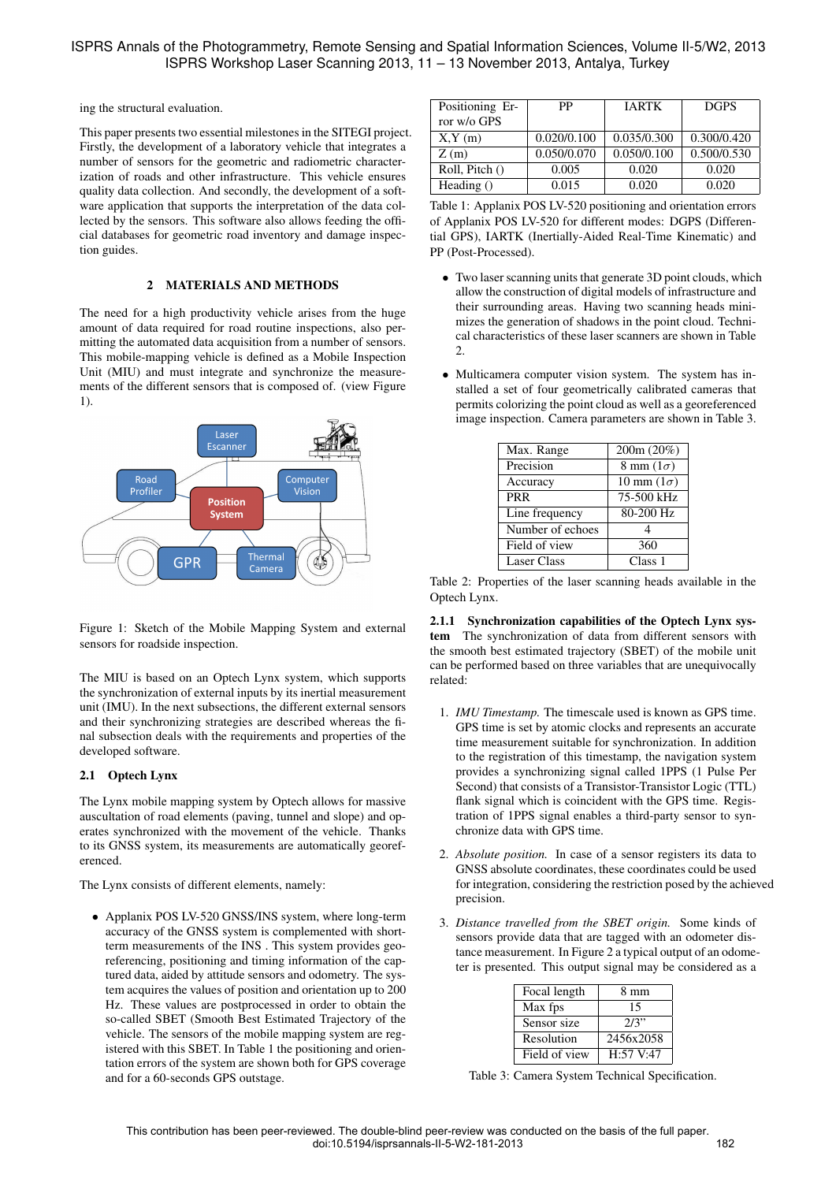ing the structural evaluation.

This paper presents two essential milestones in the SITEGI project. Firstly, the development of a laboratory vehicle that integrates a number of sensors for the geometric and radiometric characterization of roads and other infrastructure. This vehicle ensures quality data collection. And secondly, the development of a software application that supports the interpretation of the data collected by the sensors. This software also allows feeding the official databases for geometric road inventory and damage inspection guides.

## 2 MATERIALS AND METHODS

The need for a high productivity vehicle arises from the huge amount of data required for road routine inspections, also permitting the automated data acquisition from a number of sensors. This mobile-mapping vehicle is defined as a Mobile Inspection Unit (MIU) and must integrate and synchronize the measurements of the different sensors that is composed of. (view Figure 1).

Figure 1: Sketch of the Mobile Mapping System and external sensors for roadside inspection.

The MIU is based on an Optech Lynx system, which supports the synchronization of external inputs by its inertial measurement unit (IMU). In the next subsections, the different external sensors and their synchronizing strategies are described whereas the final subsection deals with the requirements and properties of the developed software.

### 2.1 Optech Lynx

The Lynx mobile mapping system by Optech allows for massive auscultation of road elements (paving, tunnel and slope) and operates synchronized with the movement of the vehicle. Thanks to its GNSS system, its measurements are automatically georeferenced.

The Lynx consists of different elements, namely:

- Applanix POS LV-520 GNSS/INS system, where long-term accuracy of the GNSS system is complemented with short-term measurements of the INS . This system provides georeferencing, positioning and timing information of the captured data, aided by attitude sensors and odometry. The system acquires the values of position and orientation up to 200 Hz. These values are postprocessed in order to obtain the so-called SBET (Smooth Best Estimated Trajectory) of the vehicle. The sensors of the mobile mapping system are registered with this SBET. In Table 1 the positioning and orientation errors of the system are shown both for GPS coverage and for a 60-seconds GPS outstage.

| Positioning Error w/o GPS | PP | IARTK | DGPS |
|---|---|---|---|
| X,Y (m) | 0.020/0.100 | 0.035/0.300 | 0.300/0.420 |
| Z (m) | 0.050/0.070 | 0.050/0.100 | 0.500/0.530 |
| Roll, Pitch () | 0.005 | 0.020 | 0.020 |
| Heading () | 0.015 | 0.020 | 0.020 |

Table 1: Applanix POS LV-520 positioning and orientation errors of Applanix POS LV-520 for different modes: DGPS (Differential GPS), IARTK (Inertially-Aided Real-Time Kinematic) and PP (Post-Processed).

- Two laser scanning units that generate 3D point clouds, which allow the construction of digital models of infrastructure and their surrounding areas. Having two scanning heads minimizes the generation of shadows in the point cloud. Technical characteristics of these laser scanners are shown in Table 2.
- Multicamera computer vision system. The system has installed a set of four geometrically calibrated cameras that permits colorizing the point cloud as well as a georeferenced image inspection. Camera parameters are shown in Table 3.

| Max. Range | 200m (20%) |
|---|---|
| Precision | 8 mm ($1\sigma$) |
| Accuracy | 10 mm ($1\sigma$) |
| PRR | 75-500 kHz |
| Line frequency | 80-200 Hz |
| Number of echoes | 4 |
| Field of view | 360 |
| Laser Class | Class 1 |

Table 2: Properties of the laser scanning heads available in the Optech Lynx.

#### 2.1.1 Synchronization capabilities of the Optech Lynx system

The synchronization of data from different sensors with the smooth best estimated trajectory (SBET) of the mobile unit can be performed based on three variables that are unequivocally related:

1. *IMU Timestamp.* The timescale used is known as GPS time. GPS time is set by atomic clocks and represents an accurate time measurement suitable for synchronization. In addition to the registration of this timestamp, the navigation system provides a synchronizing signal called 1PPS (1 Pulse Per Second) that consists of a Transistor-Transistor Logic (TTL) flank signal which is coincident with the GPS time. Registration of 1PPS signal enables a third-party sensor to synchronize data with GPS time.
2. *Absolute position.* In case of a sensor registers its data to GNSS absolute coordinates, these coordinates could be used for integration, considering the restriction posed by the achieved precision.
3. *Distance travelled from the SBET origin.* Some kinds of sensors provide data that are tagged with an odometer distance measurement. In Figure 2 a typical output of an odometer is presented. This output signal may be considered as a

| Focal length | 8 mm |
|---|---|
| Max fps | 15 |
| Sensor size | 2/3” |
| Resolution | 2456x2058 |
| Field of view | H:57 V:47 |

Table 3: Camera System Technical Specification.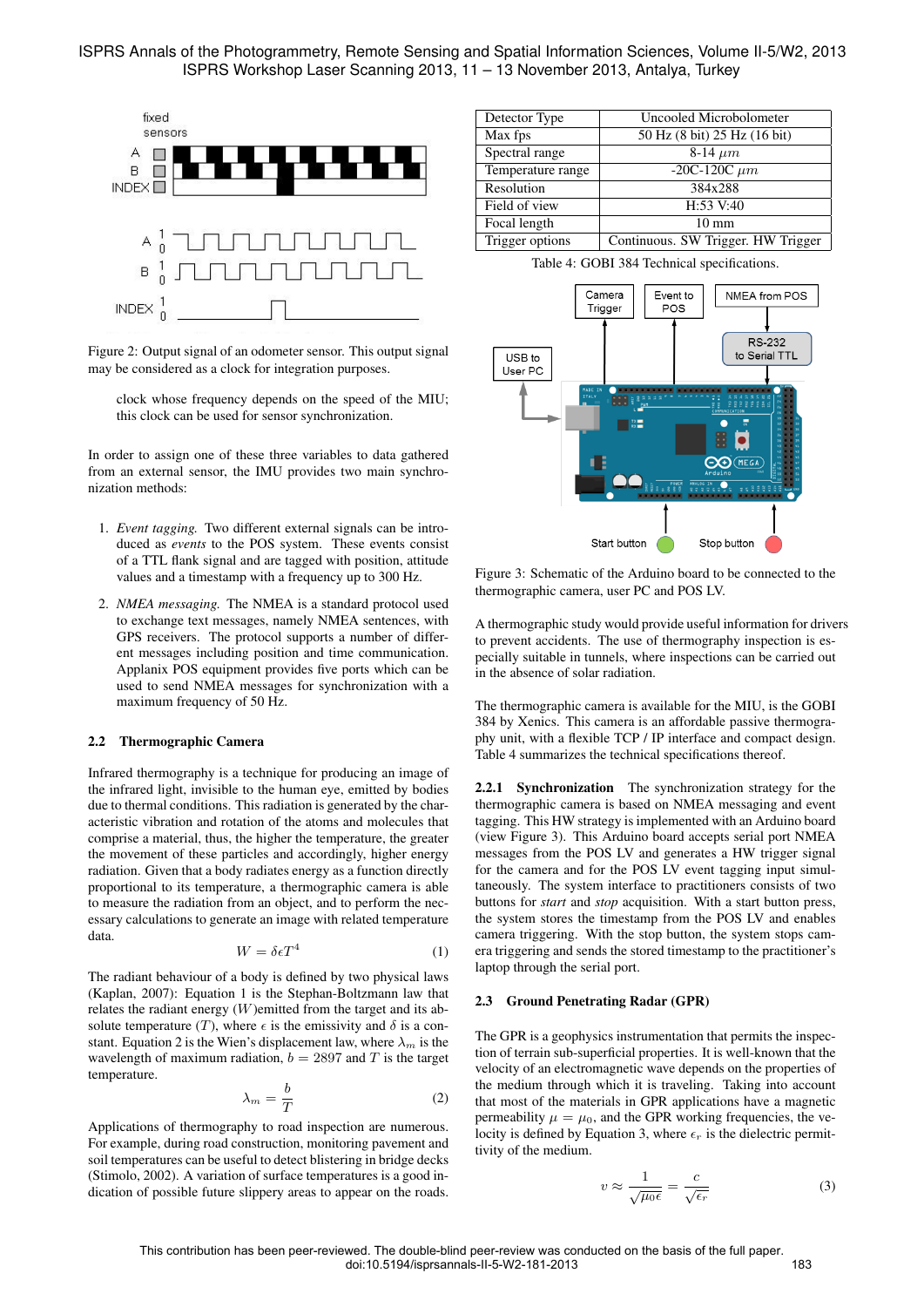Figure 2: Output signal of an odometer sensor. This output signal may be considered as a clock for integration purposes.

clock whose frequency depends on the speed of the MIU; this clock can be used for sensor synchronization.

In order to assign one of these three variables to data gathered from an external sensor, the IMU provides two main synchronization methods:

1. *Event tagging.* Two different external signals can be introduced as *events* to the POS system. These events consist of a TTL flank signal and are tagged with position, attitude values and a timestamp with a frequency up to 300 Hz.

2. *NMEA messaging.* The NMEA is a standard protocol used to exchange text messages, namely NMEA sentences, with GPS receivers. The protocol supports a number of different messages including position and time communication. Applanix POS equipment provides five ports which can be used to send NMEA messages for synchronization with a maximum frequency of 50 Hz.

### 2.2 Thermographic Camera

Infrared thermography is a technique for producing an image of the infrared light, invisible to the human eye, emitted by bodies due to thermal conditions. This radiation is generated by the characteristic vibration and rotation of the atoms and molecules that comprise a material, thus, the higher the temperature, the greater the movement of these particles and accordingly, higher energy radiation. Given that a body radiates energy as a function directly proportional to its temperature, a thermographic camera is able to measure the radiation from an object, and to perform the necessary calculations to generate an image with related temperature data.

$$W = \delta \epsilon T^4 \tag{1}$$

The radiant behaviour of a body is defined by two physical laws (Kaplan, 2007): Equation 1 is the Stephan-Boltzmann law that relates the radiant energy ($W$)emitted from the target and its absolute temperature ($T$), where $\epsilon$ is the emissivity and $\delta$ is a constant. Equation 2 is the Wien's displacement law, where $\lambda_m$ is the wavelength of maximum radiation, $b = 2897$ and $T$ is the target temperature.

$$\lambda_m = \frac{b}{T} \tag{2}$$

Applications of thermography to road inspection are numerous. For example, during road construction, monitoring pavement and soil temperatures can be useful to detect blistering in bridge decks (Stimolo, 2002). A variation of surface temperatures is a good indication of possible future slippery areas to appear on the roads.

| Detector Type | Uncooled Microbolometer |
|---|---|
| Max fps | 50 Hz (8 bit) 25 Hz (16 bit) |
| Spectral range | 8-14 $\mu m$ |
| Temperature range | -20C-120C $\mu m$ |
| Resolution | 384x288 |
| Field of view | H:53 V:40 |
| Focal length | 10 mm |
| Trigger options | Continuous. SW Trigger. HW Trigger |

Table 4: GOBI 384 Technical specifications.

Figure 3: Schematic of the Arduino board to be connected to the thermographic camera, user PC and POS LV.

A thermographic study would provide useful information for drivers to prevent accidents. The use of thermography inspection is especially suitable in tunnels, where inspections can be carried out in the absence of solar radiation.

The thermographic camera is available for the MIU, is the GOBI 384 by Xenics. This camera is an affordable passive thermography unit, with a flexible TCP / IP interface and compact design. Table 4 summarizes the technical specifications thereof.

**2.2.1 Synchronization** The synchronization strategy for the thermographic camera is based on NMEA messaging and event tagging. This HW strategy is implemented with an Arduino board (view Figure 3). This Arduino board accepts serial port NMEA messages from the POS LV and generates a HW trigger signal for the camera and for the POS LV event tagging input simultaneously. The system interface to practitioners consists of two buttons for *start* and *stop* acquisition. With a start button press, the system stores the timestamp from the POS LV and enables camera triggering. With the stop button, the system stops camera triggering and sends the stored timestamp to the practitioner's laptop through the serial port.

### 2.3 Ground Penetrating Radar (GPR)

The GPR is a geophysics instrumentation that permits the inspection of terrain sub-superficial properties. It is well-known that the velocity of an electromagnetic wave depends on the properties of the medium through which it is traveling. Taking into account that most of the materials in GPR applications have a magnetic permeability $\mu = \mu_0$, and the GPR working frequencies, the velocity is defined by Equation 3, where $\epsilon_r$ is the dielectric permittivity of the medium.

$$v \approx \frac{1}{\sqrt{\mu_0 \epsilon}} = \frac{c}{\sqrt{\epsilon_r}} \tag{3}$$

This contribution has been peer-reviewed. The double-blind peer-review was conducted on the basis of the full paper.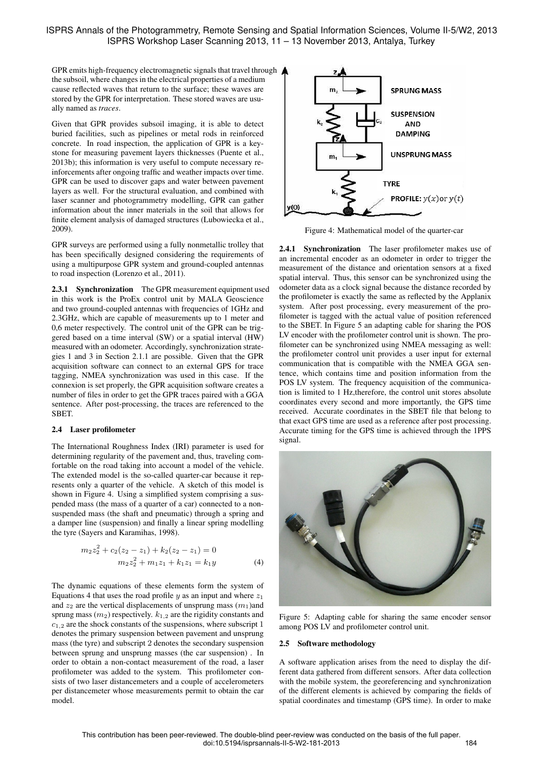GPR emits high-frequency electromagnetic signals that travel through the subsoil, where changes in the electrical properties of a medium cause reflected waves that return to the surface; these waves are stored by the GPR for interpretation. These stored waves are usually named as *traces*.

Given that GPR provides subsoil imaging, it is able to detect buried facilities, such as pipelines or metal rods in reinforced concrete. In road inspection, the application of GPR is a keystone for measuring pavement layers thicknesses (Puente et al., 2013b); this information is very useful to compute necessary reinforcements after ongoing traffic and weather impacts over time. GPR can be used to discover gaps and water between pavement layers as well. For the structural evaluation, and combined with laser scanner and photogrammetry modelling, GPR can gather information about the inner materials in the soil that allows for finite element analysis of damaged structures (Lubowiecka et al., 2009).

GPR surveys are performed using a fully nonmetallic trolley that has been specifically designed considering the requirements of using a multipurpose GPR system and ground-coupled antennas to road inspection (Lorenzo et al., 2011).

**2.3.1 Synchronization** The GPR measurement equipment used in this work is the ProEx control unit by MALA Geoscience and two ground-coupled antennas with frequencies of 1GHz and 2.3GHz, which are capable of measurements up to 1 meter and 0,6 meter respectively. The control unit of the GPR can be triggered based on a time interval (SW) or a spatial interval (HW) measured with an odometer. Accordingly, synchronization strategies 1 and 3 in Section 2.1.1 are possible. Given that the GPR acquisition software can connect to an external GPS for trace tagging, NMEA synchronization was used in this case. If the connexion is set properly, the GPR acquisition software creates a number of files in order to get the GPR traces paired with a GGA sentence. After post-processing, the traces are referenced to the SBET.

### 2.4 Laser profilometer

The International Roughness Index (IRI) parameter is used for determining regularity of the pavement and, thus, traveling comfortable on the road taking into account a model of the vehicle. The extended model is the so-called quarter-car because it represents only a quarter of the vehicle. A sketch of this model is shown in Figure 4. Using a simplified system comprising a suspended mass (the mass of a quarter of a car) connected to a non-suspended mass (the shaft and pneumatic) through a spring and a damper line (suspension) and finally a linear spring modelling the tyre (Sayers and Karamihas, 1998).

$$
\begin{aligned}
m_2 z_2^2 + c_2(z_2 - z_1) + k_2(z_2 - z_1) = 0 \\
m_2 z_2^2 + m_1 z_1 + k_1 z_1 = k_1 y
\end{aligned}
\tag{4}
$$

The dynamic equations of these elements form the system of Equations 4 that uses the road profile $y$ as an input and where $z_1$ and $z_2$ are the vertical displacements of unsprung mass ($m_1$)and sprung mass ($m_2$) respectively. $k_{1,2}$ are the rigidity constants and $c_{1,2}$ are the shock constants of the suspensions, where subscript 1 denotes the primary suspension between pavement and unsprung mass (the tyre) and subscript 2 denotes the secondary suspension between sprung and unsprung masses (the car suspension) . In order to obtain a non-contact measurement of the road, a laser profilometer was added to the system. This profilometer consists of two laser distancemeters and a couple of accelerometers per distancemeter whose measurements permit to obtain the car model.

Figure 4: Mathematical model of the quarter-car

**2.4.1 Synchronization** The laser profilometer makes use of an incremental encoder as an odometer in order to trigger the measurement of the distance and orientation sensors at a fixed spatial interval. Thus, this sensor can be synchronized using the odometer data as a clock signal because the distance recorded by the profilometer is exactly the same as reflected by the Applanix system. After post processing, every measurement of the profilometer is tagged with the actual value of position referenced to the SBET. In Figure 5 an adapting cable for sharing the POS LV encoder with the profilometer control unit is shown. The profilometer can be synchronized using NMEA messaging as well: the profilometer control unit provides a user input for external communication that is compatible with the NMEA GGA sentence, which contains time and position information from the POS LV system. The frequency acquisition of the communication is limited to 1 Hz,therefore, the control unit stores absolute coordinates every second and more importantly, the GPS time received. Accurate coordinates in the SBET file that belong to that exact GPS time are used as a reference after post processing. Accurate timing for the GPS time is achieved through the 1PPS signal.

Figure 5: Adapting cable for sharing the same encoder sensor among POS LV and profilometer control unit.

### 2.5 Software methodology

A software application arises from the need to display the different data gathered from different sensors. After data collection with the mobile system, the georeferencing and synchronization of the different elements is achieved by comparing the fields of spatial coordinates and timestamp (GPS time). In order to make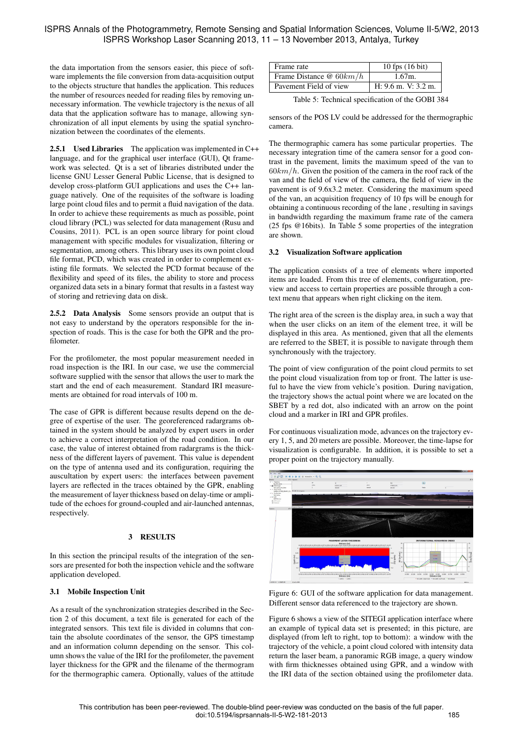the data importation from the sensors easier, this piece of software implements the file conversion from data-acquisition output to the objects structure that handles the application. This reduces the number of resources needed for reading files by removing unnecessary information. The vewhicle trajectory is the nexus of all data that the application software has to manage, allowing synchronization of all input elements by using the spatial synchronization between the coordinates of the elements.

#### 2.5.1 Used Libraries

The application was implemented in C++ language, and for the graphical user interface (GUI), Qt framework was selected. Qt is a set of libraries distributed under the license GNU Lesser General Public License, that is designed to develop cross-platform GUI applications and uses the C++ language natively. One of the requisites of the software is loading large point cloud files and to permit a fluid navigation of the data. In order to achieve these requirements as much as possible, point cloud library (PCL) was selected for data management (Rusu and Cousins, 2011). PCL is an open source library for point cloud management with specific modules for visualization, filtering or segmentation, among others. This library uses its own point cloud file format, PCD, which was created in order to complement existing file formats. We selected the PCD format because of the flexibility and speed of its files, the ability to store and process organized data sets in a binary format that results in a fastest way of storing and retrieving data on disk.

#### 2.5.2 Data Analysis

Some sensors provide an output that is not easy to understand by the operators responsible for the inspection of roads. This is the case for both the GPR and the profilometer.

For the profilometer, the most popular measurement needed in road inspection is the IRI. In our case, we use the commercial software supplied with the sensor that allows the user to mark the start and the end of each measurement. Standard IRI measurements are obtained for road intervals of 100 m.

The case of GPR is different because results depend on the degree of expertise of the user. The georeferenced radargrams obtained in the system should be analyzed by expert users in order to achieve a correct interpretation of the road condition. In our case, the value of interest obtained from radargrams is the thickness of the different layers of pavement. This value is dependent on the type of antenna used and its configuration, requiring the auscultation by expert users: the interfaces between pavement layers are reflected in the traces obtained by the GPR, enabling the measurement of layer thickness based on delay-time or amplitude of the echoes for ground-coupled and air-launched antennas, respectively.

## 3 RESULTS

In this section the principal results of the integration of the sensors are presented for both the inspection vehicle and the software application developed.

### 3.1 Mobile Inspection Unit

As a result of the synchronization strategies described in the Section 2 of this document, a text file is generated for each of the integrated sensors. This text file is divided in columns that contain the absolute coordinates of the sensor, the GPS timestamp and an information column depending on the sensor. This column shows the value of the IRI for the profilometer, the pavement layer thickness for the GPR and the filename of the thermogram for the thermographic camera. Optionally, values of the attitude sensors of the POS LV could be addressed for the thermographic camera.

| Frame rate | 10 fps (16 bit) |
|---|---|
| Frame Distance @ $60 km/h$ | 1.67m. |
| Pavement Field of view | H: 9.6 m. V: 3.2 m. |

Table 5: Technical specification of the GOBI 384

The thermographic camera has some particular properties. The necessary integration time of the camera sensor for a good contrast in the pavement, limits the maximum speed of the van to $60 km/h$. Given the position of the camera in the roof rack of the van and the field of view of the camera, the field of view in the pavement is of 9.6x3.2 meter. Considering the maximum speed of the van, an acquisition frequency of 10 fps will be enough for obtaining a continuous recording of the lane , resulting in savings in bandwidth regarding the maximum frame rate of the camera (25 fps @16bits). In Table 5 some properties of the integration are shown.

### 3.2 Visualization Software application

The application consists of a tree of elements where imported items are loaded. From this tree of elements, configuration, preview and access to certain properties are possible through a context menu that appears when right clicking on the item.

The right area of the screen is the display area, in such a way that when the user clicks on an item of the element tree, it will be displayed in this area. As mentioned, given that all the elements are referred to the SBET, it is possible to navigate through them synchronously with the trajectory.

The point of view configuration of the point cloud permits to set the point cloud visualization from top or front. The latter is useful to have the view from vehicle's position. During navigation, the trajectory shows the actual point where we are located on the SBET by a red dot, also indicated with an arrow on the point cloud and a marker in IRI and GPR profiles.

For continuous visualization mode, advances on the trajectory every 1, 5, and 20 meters are possible. Moreover, the time-lapse for visualization is configurable. In addition, it is possible to set a proper point on the trajectory manually.

Figure 6: GUI of the software application for data management. Different sensor data referenced to the trajectory are shown.

Figure 6 shows a view of the SITEGI application interface where an example of typical data set is presented; in this picture, are displayed (from left to right, top to bottom): a window with the trajectory of the vehicle, a point cloud colored with intensity data return the laser beam, a panoramic RGB image, a query window with firm thicknesses obtained using GPR, and a window with the IRI data of the section obtained using the profilometer data.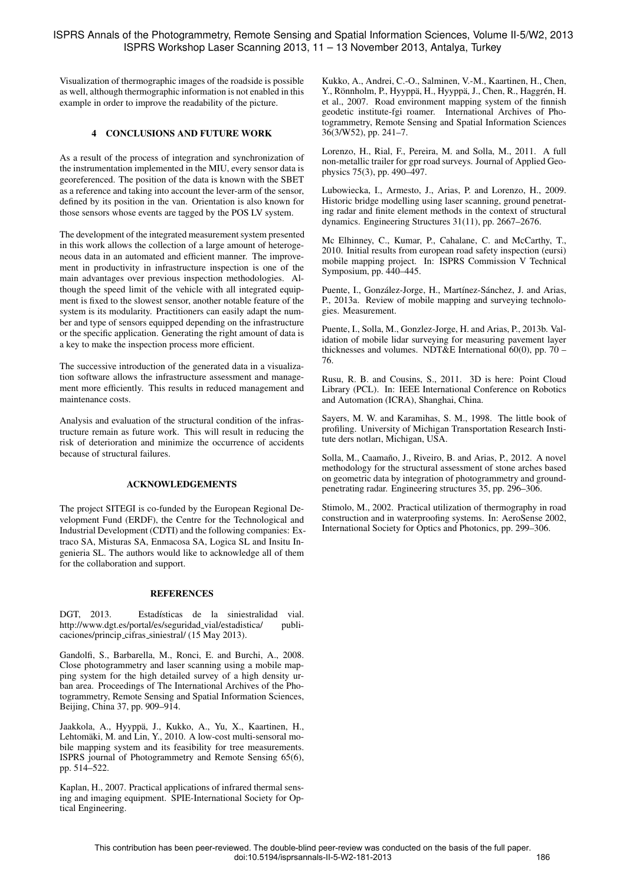Visualization of thermographic images of the roadside is possible as well, although thermographic information is not enabled in this example in order to improve the readability of the picture.

## 4 CONCLUSIONS AND FUTURE WORK

As a result of the process of integration and synchronization of the instrumentation implemented in the MIU, every sensor data is georeferenced. The position of the data is known with the SBET as a reference and taking into account the lever-arm of the sensor, defined by its position in the van. Orientation is also known for those sensors whose events are tagged by the POS LV system.

The development of the integrated measurement system presented in this work allows the collection of a large amount of heterogeneous data in an automated and efficient manner. The improvement in productivity in infrastructure inspection is one of the main advantages over previous inspection methodologies. Although the speed limit of the vehicle with all integrated equipment is fixed to the slowest sensor, another notable feature of the system is its modularity. Practitioners can easily adapt the number and type of sensors equipped depending on the infrastructure or the specific application. Generating the right amount of data is a key to make the inspection process more efficient.

The successive introduction of the generated data in a visualization software allows the infrastructure assessment and management more efficiently. This results in reduced management and maintenance costs.

Analysis and evaluation of the structural condition of the infrastructure remain as future work. This will result in reducing the risk of deterioration and minimize the occurrence of accidents because of structural failures.

## ACKNOWLEDGEMENTS

The project SITEGI is co-funded by the European Regional Development Fund (ERDF), the Centre for the Technological and Industrial Development (CDTI) and the following companies: Extraco SA, Misturas SA, Enmacosa SA, Logica SL and Insitu Ingenieria SL. The authors would like to acknowledge all of them for the collaboration and support.

## REFERENCES

DGT, 2013. Estadísticas de la siniestralidad vial. http://www.dgt.es/portal/es/seguridad_vial/estadistica/ publicaciones/princip_cifras_siniestral/ (15 May 2013).

Gandolfi, S., Barbarella, M., Ronci, E. and Burchi, A., 2008. Close photogrammetry and laser scanning using a mobile mapping system for the high detailed survey of a high density urban area. Proceedings of The International Archives of the Photogrammetry, Remote Sensing and Spatial Information Sciences, Beijing, China 37, pp. 909–914.

Jaakkola, A., Hyyppä, J., Kukko, A., Yu, X., Kaartinen, H., Lehtomäki, M. and Lin, Y., 2010. A low-cost multi-sensoral mobile mapping system and its feasibility for tree measurements. ISPRS journal of Photogrammetry and Remote Sensing 65(6), pp. 514–522.

Kaplan, H., 2007. Practical applications of infrared thermal sensing and imaging equipment. SPIE-International Society for Optical Engineering.

Kukko, A., Andrei, C.-O., Salminen, V.-M., Kaartinen, H., Chen, Y., Rönnholm, P., Hyyppä, H., Hyyppä, J., Chen, R., Haggrén, H. et al., 2007. Road environment mapping system of the finnish geodetic institute-fgi roamer. International Archives of Photogrammetry, Remote Sensing and Spatial Information Sciences 36(3/W52), pp. 241–7.

Lorenzo, H., Rial, F., Pereira, M. and Solla, M., 2011. A full non-metallic trailer for gpr road surveys. Journal of Applied Geophysics 75(3), pp. 490–497.

Lubowiecka, I., Armesto, J., Arias, P. and Lorenzo, H., 2009. Historic bridge modelling using laser scanning, ground penetrating radar and finite element methods in the context of structural dynamics. Engineering Structures 31(11), pp. 2667–2676.

Mc Elhinney, C., Kumar, P., Cahalane, C. and McCarthy, T., 2010. Initial results from european road safety inspection (eursi) mobile mapping project. In: ISPRS Commission V Technical Symposium, pp. 440–445.

Puente, I., González-Jorge, H., Martínez-Sánchez, J. and Arias, P., 2013a. Review of mobile mapping and surveying technologies. Measurement.

Puente, I., Solla, M., Gonzlez-Jorge, H. and Arias, P., 2013b. Validation of mobile lidar surveying for measuring pavement layer thicknesses and volumes. NDT&E International 60(0), pp. 70 – 76.

Rusu, R. B. and Cousins, S., 2011. 3D is here: Point Cloud Library (PCL). In: IEEE International Conference on Robotics and Automation (ICRA), Shanghai, China.

Sayers, M. W. and Karamihas, S. M., 1998. The little book of profiling. University of Michigan Transportation Research Institute ders notları, Michigan, USA.

Solla, M., Caamaño, J., Riveiro, B. and Arias, P., 2012. A novel methodology for the structural assessment of stone arches based on geometric data by integration of photogrammetry and ground-penetrating radar. Engineering structures 35, pp. 296–306.

Stimolo, M., 2002. Practical utilization of thermography in road construction and in waterproofing systems. In: AeroSense 2002, International Society for Optics and Photonics, pp. 299–306.